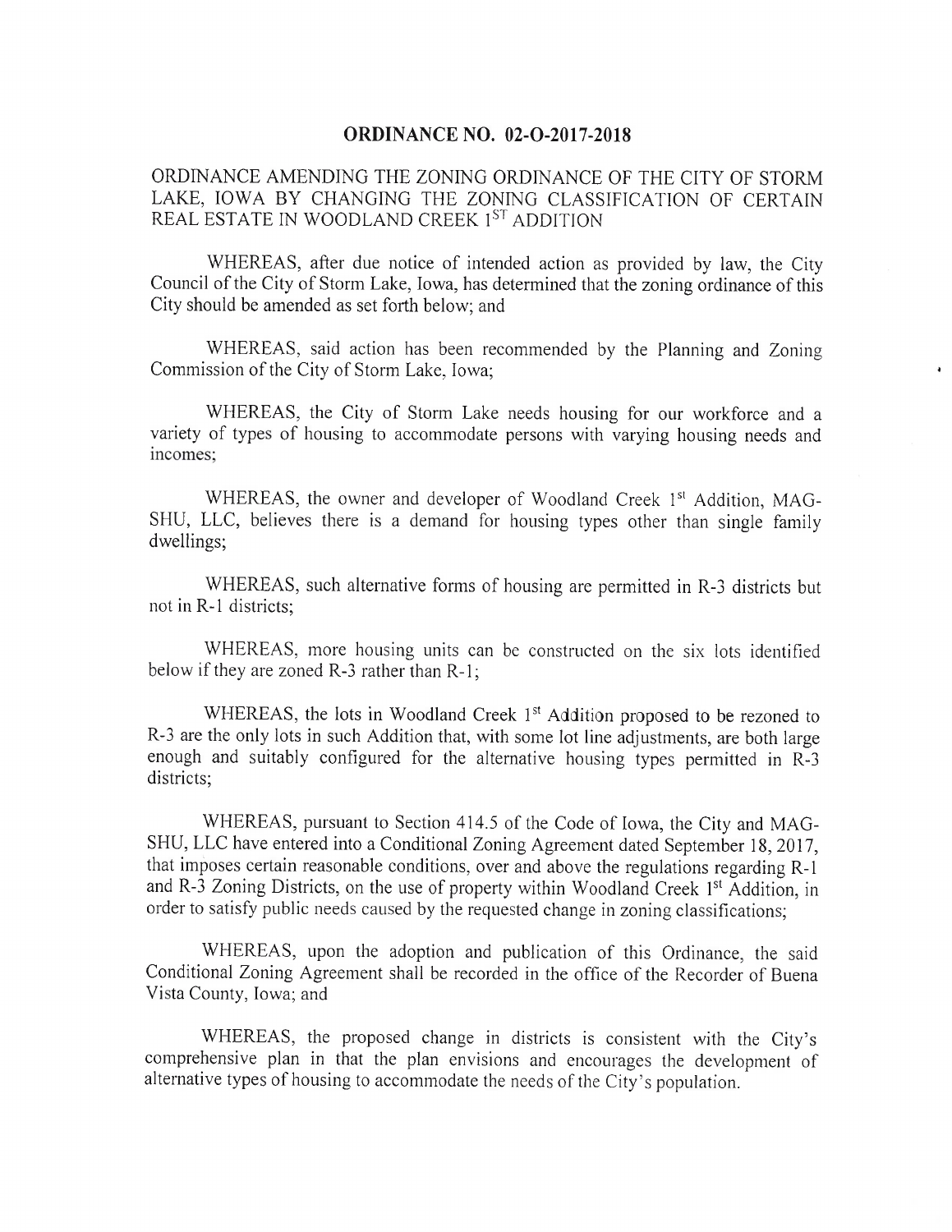# ORDINANCE NO. 02-O-2017-2018

ORDINANCE AMENDING THE ZONING ORDINANCE OF THE CITY OF STORM LAKE, IOWA BY CHANGING THE ZONING CLASSIFICATION OF CERTAIN REAL ESTATE IN WOODLAND CREEK 1ST ADDITION

WHEREAS, after due notice of intended action as provided by law, the City Council of the City of Storm Lake, Iowa, has determined that the zoning ordinance of this City should be amended as set forth below; and

WHEREAS, said action has been recommended by the Planning and Zoning Commission of the City of Storm Lake, Iowa;

WHEREAS, the City of Storm Lake needs housing for our workforce and a variety of types of housing to accommodate persons with varying housing needs and incomes;

WHEREAS, the owner and developer of Woodland Creek 1st Addition, MAG-SHU, LLC, believes there is a demand for housing types other than single family dwellings;

WHEREAS, such alternative forms of housing are permitted in R-3 districts but not in R-1 districts;

WHEREAS, more housing units can be constructed on the six lots identified below if they are zoned R-3 rather than R-1;

WHEREAS, the lots in Woodland Creek 1st Addition proposed to be rezoned to R-3 are the only lots in such Addition that, with some lot line adjustments, are both large enough and suitably configured for the alternative housing types permitted in R-3 districts;

WHEREAS, pursuant to Section 414.5 of the Code of Iowa, the City and MAG-SHU, LLC have entered into a Conditional Zoning Agreement dated September 18, 2017, that imposes certain reasonable conditions, over and above the regulations regarding R-1 and R-3 Zoning Districts, on the use of property within Woodland Creek 1st Addition, in order to satisfy public needs caused by the requested change in zoning classifications;

WHEREAS, upon the adoption and publication of this Ordinance, the said Conditional Zoning Agreement shall be recorded in the office of the Recorder of Buena Vista County, Iowa; and

WHEREAS, the proposed change in districts is consistent with the City's comprehensive plan in that the plan envisions and encourages the development of alternative types of housing to accommodate the needs of the City's population.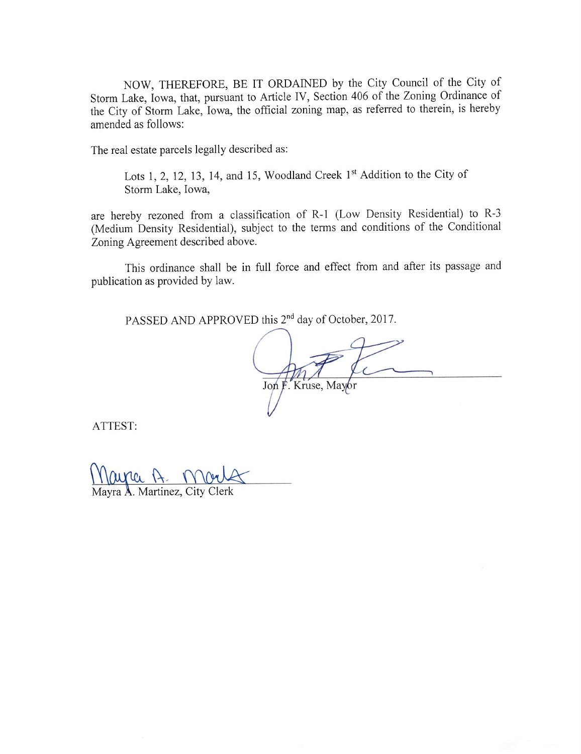NOW, THEREFORE, BE IT ORDAINED by the City Council of the City of Storm Lake, Iowa, that, pursuant to Article IV, Section 406 of the Zoning Ordinance of the City of Storm Lake, Iowa, the official zoning map, as referred to therein, is hereby amended as follows:

The real estate parcels legally described as:

> Lots 1, 2, 12, 13, 14, and 15, Woodland Creek 1st Addition to the City of Storm Lake, Iowa,

are hereby rezoned from a classification of R-1 (Low Density Residential) to R-3 (Medium Density Residential), subject to the terms and conditions of the Conditional Zoning Agreement described above.

This ordinance shall be in full force and effect from and after its passage and publication as provided by law.

PASSED AND APPROVED this 2nd day of October, 2017.

Jon F. Kruse, Mayor

ATTEST:

Mayra A. Martinez, City Clerk